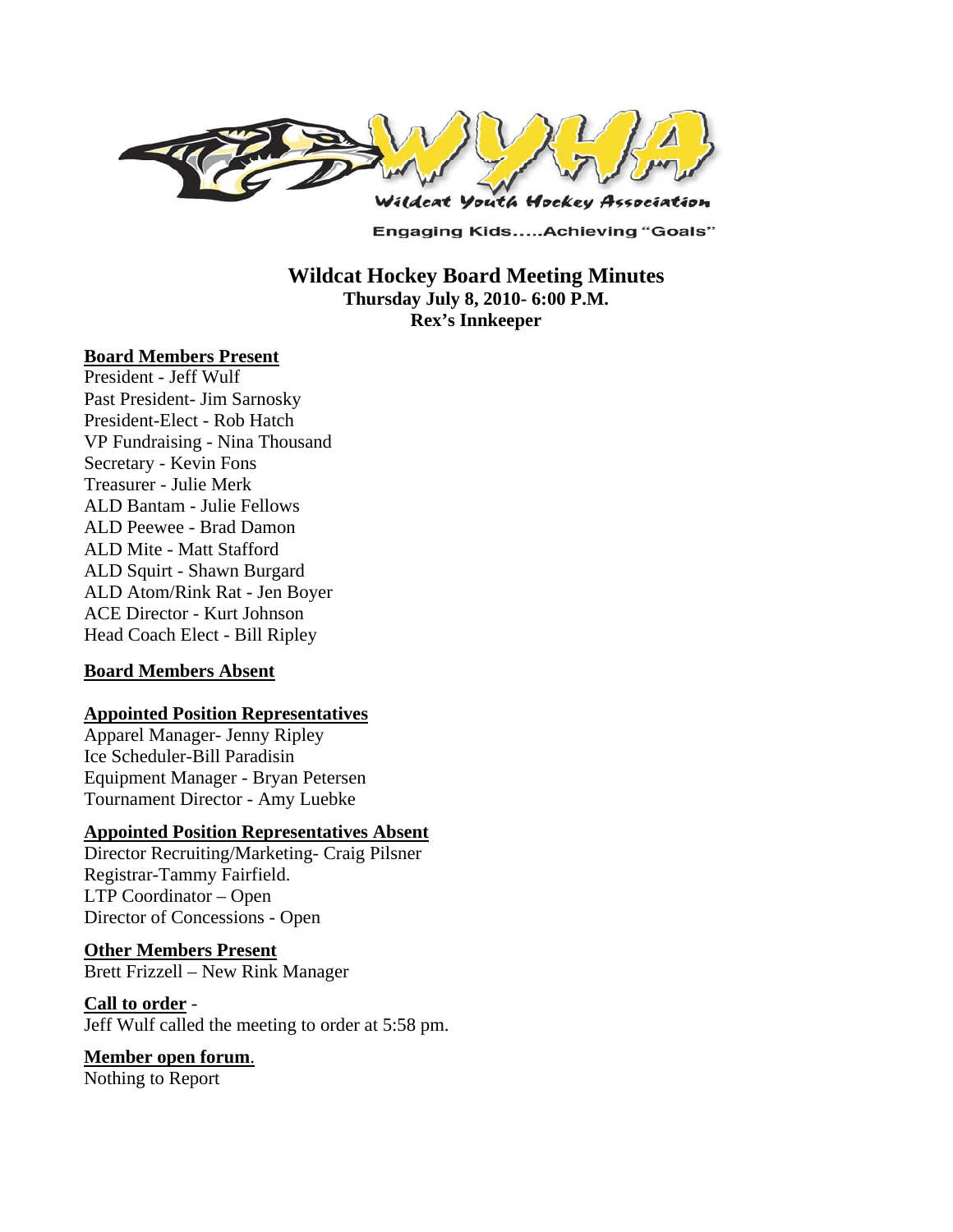Wildcat Youth Hockey Association

Engaging Kids.....Achieving "Goals"

# Wildcat Hockey Board Meeting Minutes

**Thursday July 8, 2010- 6:00 P.M.**

**Rex's Innkeeper**

## Board Members Present

President - Jeff Wulf
Past President- Jim Sarnosky
President-Elect - Rob Hatch
VP Fundraising - Nina Thousand
Secretary - Kevin Fons
Treasurer - Julie Merk
ALD Bantam - Julie Fellows
ALD Peewee - Brad Damon
ALD Mite - Matt Stafford
ALD Squirt - Shawn Burgard
ALD Atom/Rink Rat - Jen Boyer
ACE Director - Kurt Johnson
Head Coach Elect - Bill Ripley

## Board Members Absent

## Appointed Position Representatives

Apparel Manager- Jenny Ripley
Ice Scheduler-Bill Paradisin
Equipment Manager - Bryan Petersen
Tournament Director - Amy Luebke

## Appointed Position Representatives Absent

Director Recruiting/Marketing- Craig Pilsner
Registrar-Tammy Fairfield.
LTP Coordinator – Open
Director of Concessions - Open

## Other Members Present

Brett Frizzell – New Rink Manager

## Call to order -

Jeff Wulf called the meeting to order at 5:58 pm.

## Member open forum.

Nothing to Report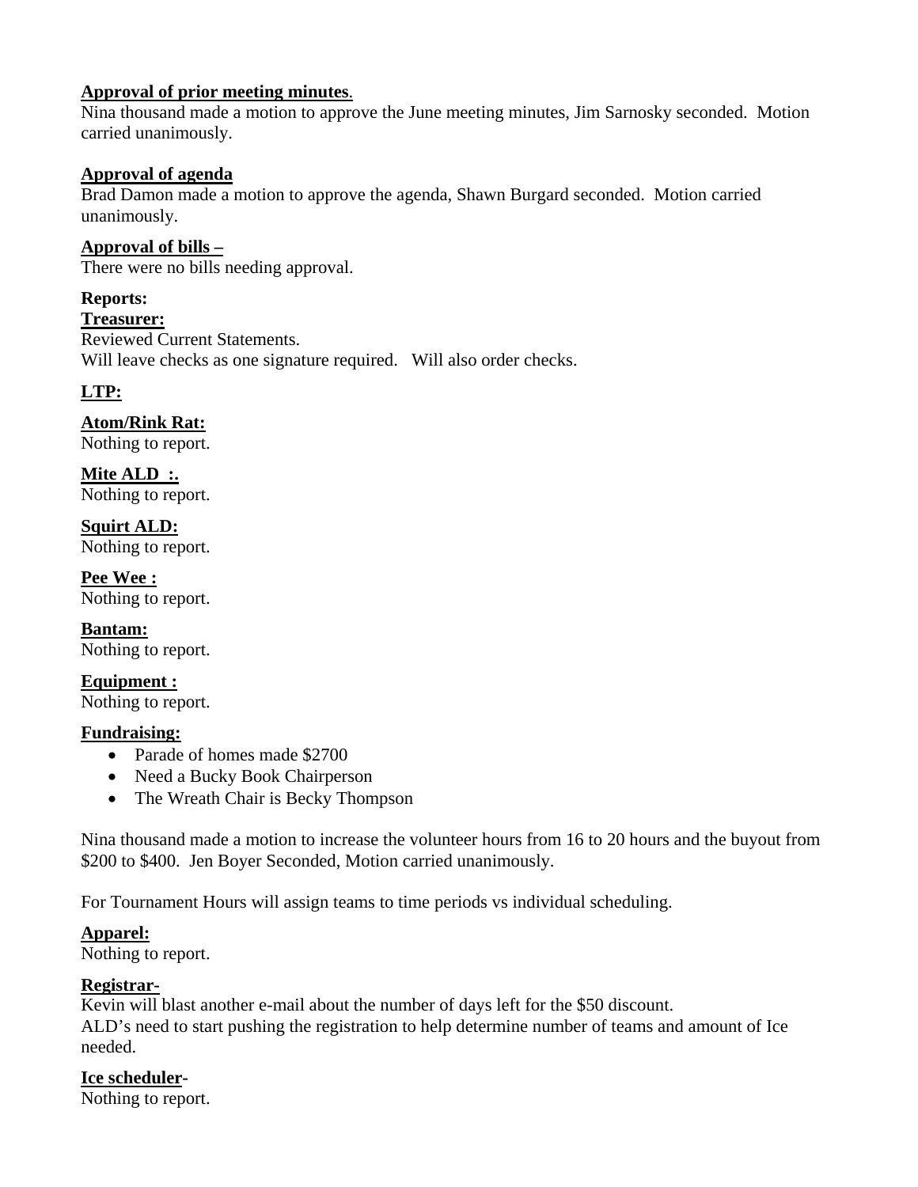**Approval of prior meeting minutes**.
Nina thousand made a motion to approve the June meeting minutes, Jim Sarnosky seconded. Motion carried unanimously.

**Approval of agenda**
Brad Damon made a motion to approve the agenda, Shawn Burgard seconded. Motion carried unanimously.

**Approval of bills –**
There were no bills needing approval.

**Reports:**

**Treasurer:**
Reviewed Current Statements.
Will leave checks as one signature required. Will also order checks.

**LTP:**

**Atom/Rink Rat:**
Nothing to report.

**Mite ALD :.**
Nothing to report.

**Squirt ALD:**
Nothing to report.

**Pee Wee :**
Nothing to report.

**Bantam:**
Nothing to report.

**Equipment :**
Nothing to report.

**Fundraising:**

- Parade of homes made $2700
- Need a Bucky Book Chairperson
- The Wreath Chair is Becky Thompson

Nina thousand made a motion to increase the volunteer hours from 16 to 20 hours and the buyout from $200 to $400. Jen Boyer Seconded, Motion carried unanimously.

For Tournament Hours will assign teams to time periods vs individual scheduling.

**Apparel:**
Nothing to report.

**Registrar-**
Kevin will blast another e-mail about the number of days left for the $50 discount.
ALD's need to start pushing the registration to help determine number of teams and amount of Ice needed.

**Ice scheduler-**
Nothing to report.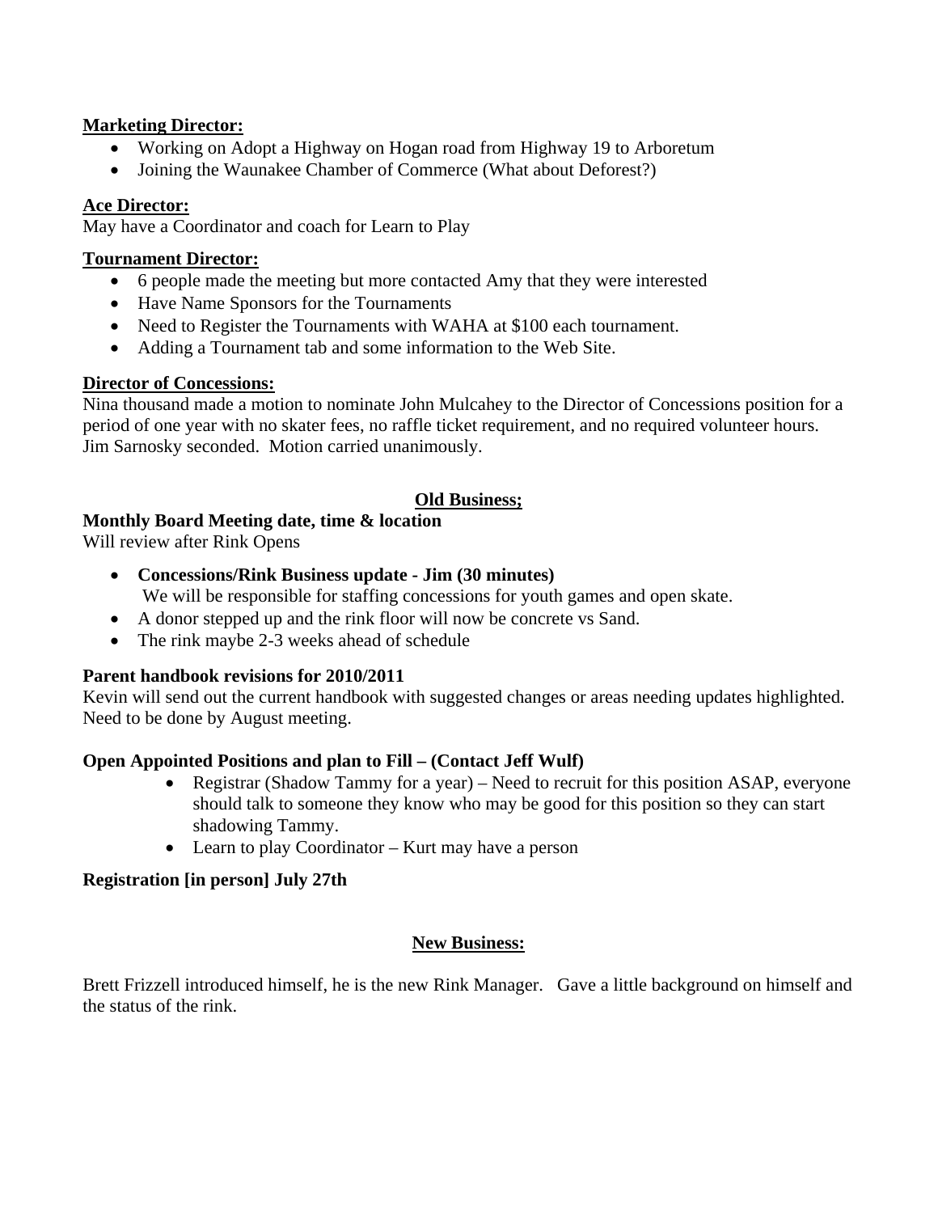**Marketing Director:**

- Working on Adopt a Highway on Hogan road from Highway 19 to Arboretum
- Joining the Waunakee Chamber of Commerce (What about Deforest?)

**Ace Director:**

May have a Coordinator and coach for Learn to Play

**Tournament Director:**

- 6 people made the meeting but more contacted Amy that they were interested
- Have Name Sponsors for the Tournaments
- Need to Register the Tournaments with WAHA at $100 each tournament.
- Adding a Tournament tab and some information to the Web Site.

**Director of Concessions:**

Nina thousand made a motion to nominate John Mulcahey to the Director of Concessions position for a period of one year with no skater fees, no raffle ticket requirement, and no required volunteer hours. Jim Sarnosky seconded. Motion carried unanimously.

## Old Business;

**Monthly Board Meeting date, time & location**

Will review after Rink Opens

- **Concessions/Rink Business update - Jim (30 minutes)**
  We will be responsible for staffing concessions for youth games and open skate.
- A donor stepped up and the rink floor will now be concrete vs Sand.
- The rink maybe 2-3 weeks ahead of schedule

**Parent handbook revisions for 2010/2011**

Kevin will send out the current handbook with suggested changes or areas needing updates highlighted. Need to be done by August meeting.

**Open Appointed Positions and plan to Fill – (Contact Jeff Wulf)**

- Registrar (Shadow Tammy for a year) – Need to recruit for this position ASAP, everyone should talk to someone they know who may be good for this position so they can start shadowing Tammy.
- Learn to play Coordinator – Kurt may have a person

**Registration [in person] July 27th**

## New Business:

Brett Frizzell introduced himself, he is the new Rink Manager. Gave a little background on himself and the status of the rink.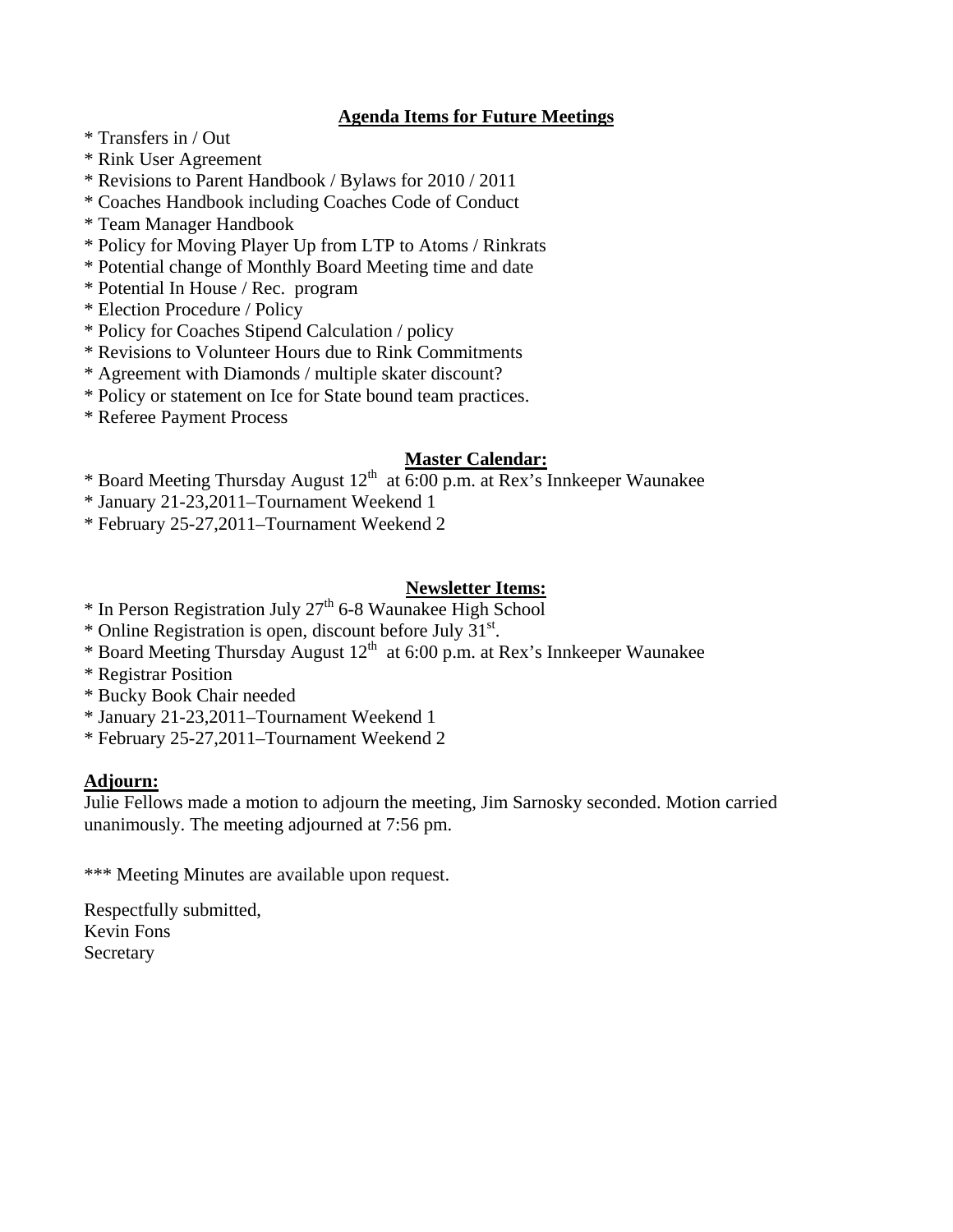## Agenda Items for Future Meetings

* Transfers in / Out
* Rink User Agreement
* Revisions to Parent Handbook / Bylaws for 2010 / 2011
* Coaches Handbook including Coaches Code of Conduct
* Team Manager Handbook
* Policy for Moving Player Up from LTP to Atoms / Rinkrats
* Potential change of Monthly Board Meeting time and date
* Potential In House / Rec. program
* Election Procedure / Policy
* Policy for Coaches Stipend Calculation / policy
* Revisions to Volunteer Hours due to Rink Commitments
* Agreement with Diamonds / multiple skater discount?
* Policy or statement on Ice for State bound team practices.
* Referee Payment Process

## Master Calendar:

* Board Meeting Thursday August 12th at 6:00 p.m. at Rex's Innkeeper Waunakee
* January 21-23,2011–Tournament Weekend 1
* February 25-27,2011–Tournament Weekend 2

## Newsletter Items:

* In Person Registration July 27th 6-8 Waunakee High School
* Online Registration is open, discount before July 31st.
* Board Meeting Thursday August 12th at 6:00 p.m. at Rex's Innkeeper Waunakee
* Registrar Position
* Bucky Book Chair needed
* January 21-23,2011–Tournament Weekend 1
* February 25-27,2011–Tournament Weekend 2

## Adjourn:

Julie Fellows made a motion to adjourn the meeting, Jim Sarnosky seconded. Motion carried unanimously. The meeting adjourned at 7:56 pm.

*** Meeting Minutes are available upon request.

Respectfully submitted,
Kevin Fons
Secretary